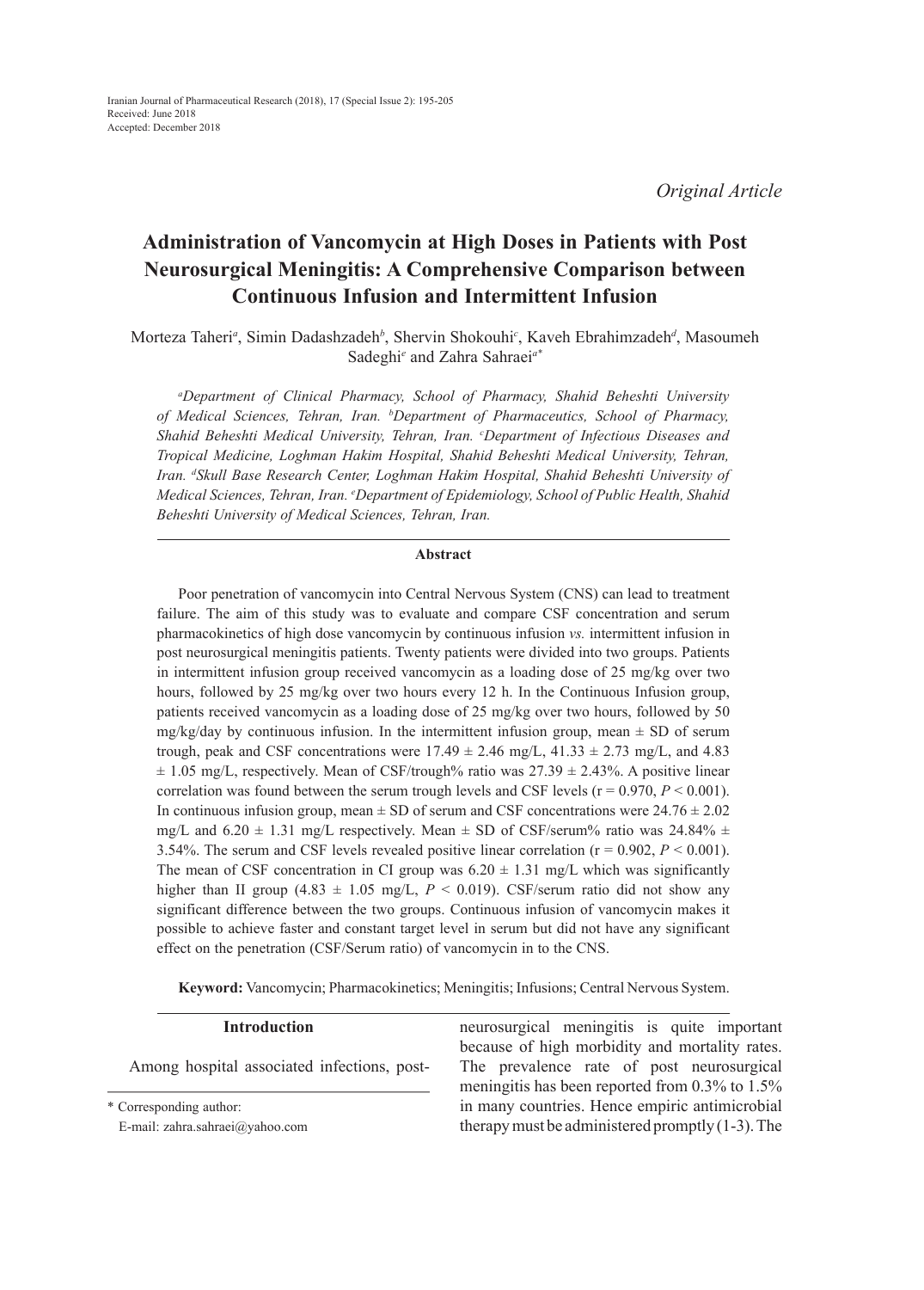Iranian Journal of Pharmaceutical Research (2018), 17 (Special Issue 2): 195-205
Received: June 2018
Accepted: December 2018

*Original Article*

# Administration of Vancomycin at High Doses in Patients with Post Neurosurgical Meningitis: A Comprehensive Comparison between Continuous Infusion and Intermittent Infusion

Morteza Taheri[a], Simin Dadashzadeh[b], Shervin Shokouhi[c], Kaveh Ebrahimzadeh[d], Masoumeh Sadeghi[e] and Zahra Sahraei[a*]

*[a]Department of Clinical Pharmacy, School of Pharmacy, Shahid Beheshti University of Medical Sciences, Tehran, Iran. [b]Department of Pharmaceutics, School of Pharmacy, Shahid Beheshti Medical University, Tehran, Iran. [c]Department of Infectious Diseases and Tropical Medicine, Loghman Hakim Hospital, Shahid Beheshti Medical University, Tehran, Iran. [d]Skull Base Research Center, Loghman Hakim Hospital, Shahid Beheshti University of Medical Sciences, Tehran, Iran. [e]Department of Epidemiology, School of Public Health, Shahid Beheshti University of Medical Sciences, Tehran, Iran.*

## Abstract

Poor penetration of vancomycin into Central Nervous System (CNS) can lead to treatment failure. The aim of this study was to evaluate and compare CSF concentration and serum pharmacokinetics of high dose vancomycin by continuous infusion *vs.* intermittent infusion in post neurosurgical meningitis patients. Twenty patients were divided into two groups. Patients in intermittent infusion group received vancomycin as a loading dose of 25 mg/kg over two hours, followed by 25 mg/kg over two hours every 12 h. In the Continuous Infusion group, patients received vancomycin as a loading dose of 25 mg/kg over two hours, followed by 50 mg/kg/day by continuous infusion. In the intermittent infusion group, mean ± SD of serum trough, peak and CSF concentrations were 17.49 ± 2.46 mg/L, 41.33 ± 2.73 mg/L, and 4.83 ± 1.05 mg/L, respectively. Mean of CSF/trough% ratio was 27.39 ± 2.43%. A positive linear correlation was found between the serum trough levels and CSF levels ($r = 0.970$, $P < 0.001$). In continuous infusion group, mean ± SD of serum and CSF concentrations were 24.76 ± 2.02 mg/L and 6.20 ± 1.31 mg/L respectively. Mean ± SD of CSF/serum% ratio was 24.84% ± 3.54%. The serum and CSF levels revealed positive linear correlation ($r = 0.902$, $P < 0.001$). The mean of CSF concentration in CI group was 6.20 ± 1.31 mg/L which was significantly higher than II group (4.83 ± 1.05 mg/L, $P < 0.019$). CSF/serum ratio did not show any significant difference between the two groups. Continuous infusion of vancomycin makes it possible to achieve faster and constant target level in serum but did not have any significant effect on the penetration (CSF/Serum ratio) of vancomycin in to the CNS.

**Keyword:** Vancomycin; Pharmacokinetics; Meningitis; Infusions; Central Nervous System.

## Introduction

Among hospital associated infections, post-neurosurgical meningitis is quite important because of high morbidity and mortality rates. The prevalence rate of post neurosurgical meningitis has been reported from 0.3% to 1.5% in many countries. Hence empiric antimicrobial therapy must be administered promptly (1-3). The

\* Corresponding author:
E-mail: zahra.sahraei@yahoo.com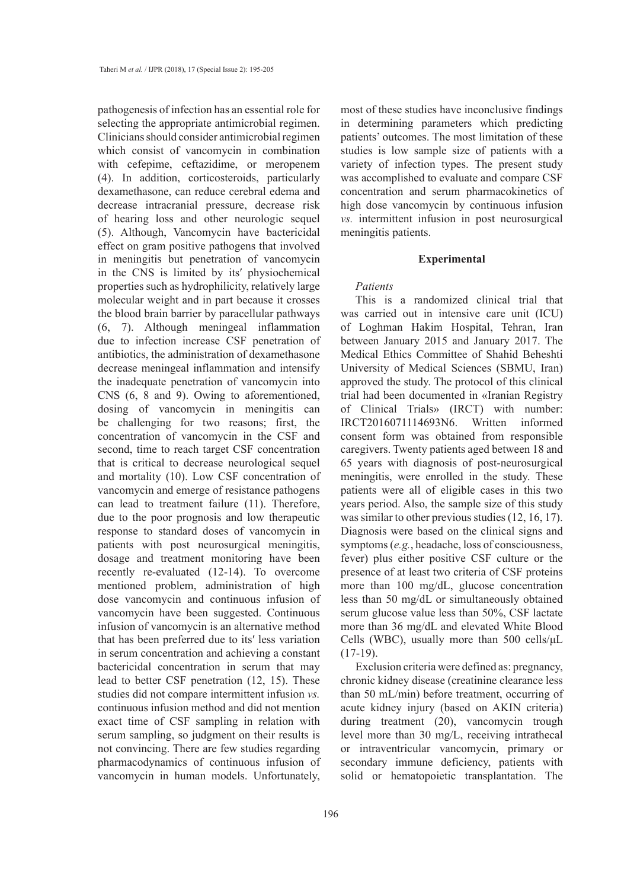pathogenesis of infection has an essential role for selecting the appropriate antimicrobial regimen. Clinicians should consider antimicrobial regimen which consist of vancomycin in combination with cefepime, ceftazidime, or meropenem (4). In addition, corticosteroids, particularly dexamethasone, can reduce cerebral edema and decrease intracranial pressure, decrease risk of hearing loss and other neurologic sequel (5). Although, Vancomycin have bactericidal effect on gram positive pathogens that involved in meningitis but penetration of vancomycin in the CNS is limited by its′ physiochemical properties such as hydrophilicity, relatively large molecular weight and in part because it crosses the blood brain barrier by paracellular pathways (6, 7). Although meningeal inflammation due to infection increase CSF penetration of antibiotics, the administration of dexamethasone decrease meningeal inflammation and intensify the inadequate penetration of vancomycin into CNS (6, 8 and 9). Owing to aforementioned, dosing of vancomycin in meningitis can be challenging for two reasons; first, the concentration of vancomycin in the CSF and second, time to reach target CSF concentration that is critical to decrease neurological sequel and mortality (10). Low CSF concentration of vancomycin and emerge of resistance pathogens can lead to treatment failure (11). Therefore, due to the poor prognosis and low therapeutic response to standard doses of vancomycin in patients with post neurosurgical meningitis, dosage and treatment monitoring have been recently re-evaluated (12-14). To overcome mentioned problem, administration of high dose vancomycin and continuous infusion of vancomycin have been suggested. Continuous infusion of vancomycin is an alternative method that has been preferred due to its′ less variation in serum concentration and achieving a constant bactericidal concentration in serum that may lead to better CSF penetration (12, 15). These studies did not compare intermittent infusion *vs.* continuous infusion method and did not mention exact time of CSF sampling in relation with serum sampling, so judgment on their results is not convincing. There are few studies regarding pharmacodynamics of continuous infusion of vancomycin in human models. Unfortunately, most of these studies have inconclusive findings in determining parameters which predicting patients' outcomes. The most limitation of these studies is low sample size of patients with a variety of infection types. The present study was accomplished to evaluate and compare CSF concentration and serum pharmacokinetics of high dose vancomycin by continuous infusion *vs.* intermittent infusion in post neurosurgical meningitis patients.

## Experimental

*Patients*

This is a randomized clinical trial that was carried out in intensive care unit (ICU) of Loghman Hakim Hospital, Tehran, Iran between January 2015 and January 2017. The Medical Ethics Committee of Shahid Beheshti University of Medical Sciences (SBMU, Iran) approved the study. The protocol of this clinical trial had been documented in «Iranian Registry of Clinical Trials» (IRCT) with number: IRCT2016071114693N6. Written informed consent form was obtained from responsible caregivers. Twenty patients aged between 18 and 65 years with diagnosis of post-neurosurgical meningitis, were enrolled in the study. These patients were all of eligible cases in this two years period. Also, the sample size of this study was similar to other previous studies (12, 16, 17). Diagnosis were based on the clinical signs and symptoms (*e.g.*, headache, loss of consciousness, fever) plus either positive CSF culture or the presence of at least two criteria of CSF proteins more than 100 mg/dL, glucose concentration less than 50 mg/dL or simultaneously obtained serum glucose value less than 50%, CSF lactate more than 36 mg/dL and elevated White Blood Cells (WBC), usually more than 500 cells/μL (17-19).

Exclusion criteria were defined as: pregnancy, chronic kidney disease (creatinine clearance less than 50 mL/min) before treatment, occurring of acute kidney injury (based on AKIN criteria) during treatment (20), vancomycin trough level more than 30 mg/L, receiving intrathecal or intraventricular vancomycin, primary or secondary immune deficiency, patients with solid or hematopoietic transplantation. The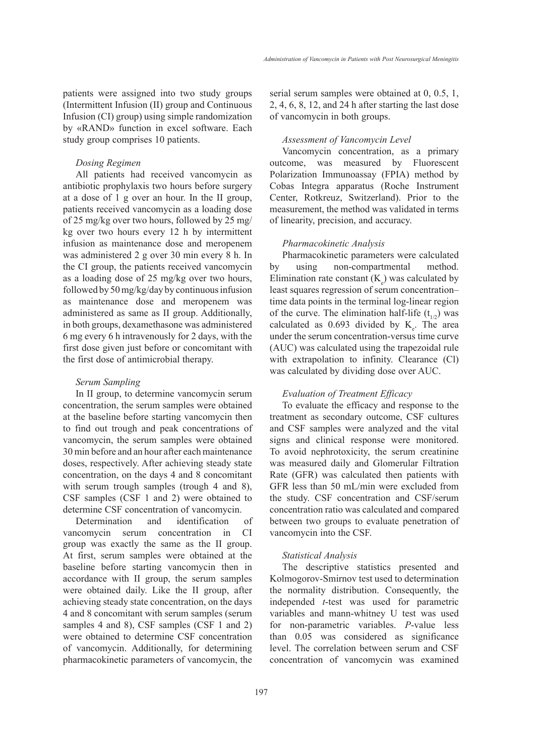patients were assigned into two study groups (Intermittent Infusion (II) group and Continuous Infusion (CI) group) using simple randomization by «RAND» function in excel software. Each study group comprises 10 patients.

### *Dosing Regimen*

All patients had received vancomycin as antibiotic prophylaxis two hours before surgery at a dose of 1 g over an hour. In the II group, patients received vancomycin as a loading dose of 25 mg/kg over two hours, followed by 25 mg/kg over two hours every 12 h by intermittent infusion as maintenance dose and meropenem was administered 2 g over 30 min every 8 h. In the CI group, the patients received vancomycin as a loading dose of 25 mg/kg over two hours, followed by 50 mg/kg/day by continuous infusion as maintenance dose and meropenem was administered as same as II group. Additionally, in both groups, dexamethasone was administered 6 mg every 6 h intravenously for 2 days, with the first dose given just before or concomitant with the first dose of antimicrobial therapy.

### *Serum Sampling*

In II group, to determine vancomycin serum concentration, the serum samples were obtained at the baseline before starting vancomycin then to find out trough and peak concentrations of vancomycin, the serum samples were obtained 30 min before and an hour after each maintenance doses, respectively. After achieving steady state concentration, on the days 4 and 8 concomitant with serum trough samples (trough 4 and 8), CSF samples (CSF 1 and 2) were obtained to determine CSF concentration of vancomycin.

Determination and identification of vancomycin serum concentration in CI group was exactly the same as the II group. At first, serum samples were obtained at the baseline before starting vancomycin then in accordance with II group, the serum samples were obtained daily. Like the II group, after achieving steady state concentration, on the days 4 and 8 concomitant with serum samples (serum samples 4 and 8), CSF samples (CSF 1 and 2) were obtained to determine CSF concentration of vancomycin. Additionally, for determining pharmacokinetic parameters of vancomycin, the serial serum samples were obtained at 0, 0.5, 1, 2, 4, 6, 8, 12, and 24 h after starting the last dose of vancomycin in both groups.

### *Assessment of Vancomycin Level*

Vancomycin concentration, as a primary outcome, was measured by Fluorescent Polarization Immunoassay (FPIA) method by Cobas Integra apparatus (Roche Instrument Center, Rotkreuz, Switzerland). Prior to the measurement, the method was validated in terms of linearity, precision, and accuracy.

### *Pharmacokinetic Analysis*

Pharmacokinetic parameters were calculated by using non-compartmental method. Elimination rate constant ($K_e$) was calculated by least squares regression of serum concentration–time data points in the terminal log-linear region of the curve. The elimination half-life ($t_{1/2}$) was calculated as 0.693 divided by $K_e$. The area under the serum concentration-versus time curve (AUC) was calculated using the trapezoidal rule with extrapolation to infinity. Clearance (Cl) was calculated by dividing dose over AUC.

### *Evaluation of Treatment Efficacy*

To evaluate the efficacy and response to the treatment as secondary outcome, CSF cultures and CSF samples were analyzed and the vital signs and clinical response were monitored. To avoid nephrotoxicity, the serum creatinine was measured daily and Glomerular Filtration Rate (GFR) was calculated then patients with GFR less than 50 mL/min were excluded from the study. CSF concentration and CSF/serum concentration ratio was calculated and compared between two groups to evaluate penetration of vancomycin into the CSF.

### *Statistical Analysis*

The descriptive statistics presented and Kolmogorov-Smirnov test used to determination the normality distribution. Consequently, the independed *t*-test was used for parametric variables and mann-whitney U test was used for non-parametric variables. *P*-value less than 0.05 was considered as significance level. The correlation between serum and CSF concentration of vancomycin was examined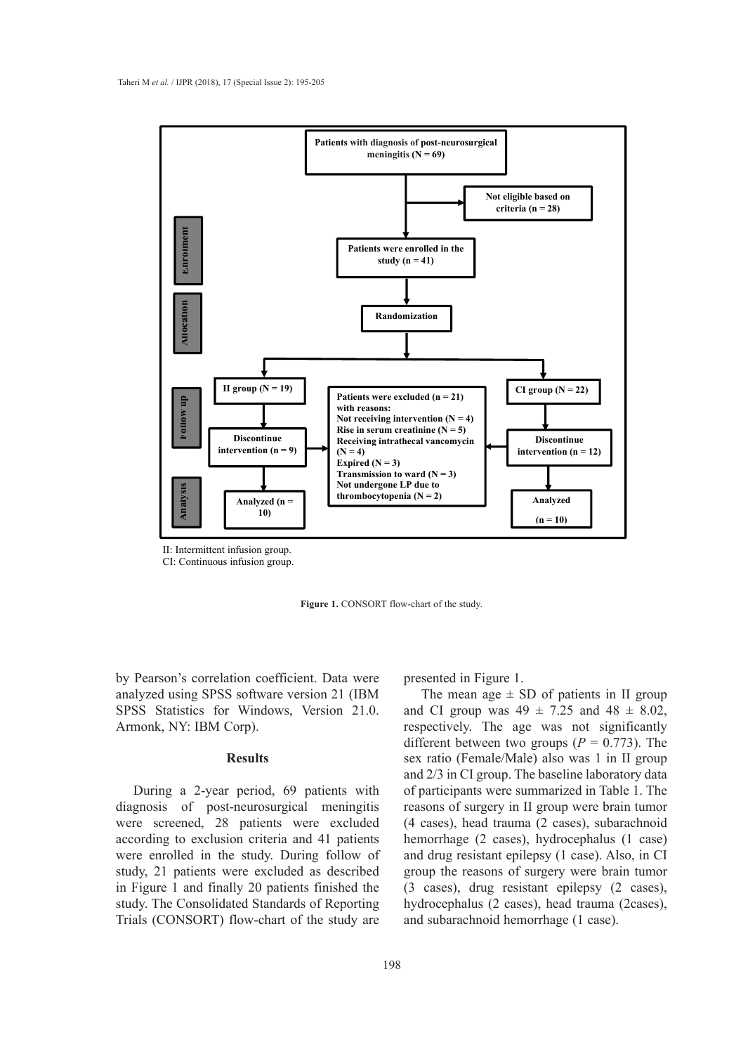Patients with diagnosis of post-neurosurgical meningitis (N = 69)

Not eligible based on criteria (n = 28)

Enrolment

Patients were enrolled in the study (n = 41)

Allocation

Randomization

Follow up

II group (N = 19)

CI group (N = 22)

Discontinue intervention (n = 9)

Patients were excluded (n = 21) with reasons:
Not receiving intervention (N = 4)
Rise in serum creatinine (N = 5)
Receiving intrathecal vancomycin (N = 4)
Expired (N = 3)
Transmission to ward (N = 3)
Not undergone LP due to thrombocytopenia (N = 2)

Discontinue intervention (n = 12)

Analysis

Analyzed (n = 10)

Analyzed (n = 10)

II: Intermittent infusion group.
CI: Continuous infusion group.

**Figure 1.** CONSORT flow-chart of the study.

by Pearson's correlation coefficient. Data were analyzed using SPSS software version 21 (IBM SPSS Statistics for Windows, Version 21.0. Armonk, NY: IBM Corp).

## Results

During a 2-year period, 69 patients with diagnosis of post-neurosurgical meningitis were screened, 28 patients were excluded according to exclusion criteria and 41 patients were enrolled in the study. During follow of study, 21 patients were excluded as described in Figure 1 and finally 20 patients finished the study. The Consolidated Standards of Reporting Trials (CONSORT) flow-chart of the study are presented in Figure 1.

The mean age ± SD of patients in II group and CI group was 49 ± 7.25 and 48 ± 8.02, respectively. The age was not significantly different between two groups ($P = 0.773$). The sex ratio (Female/Male) also was 1 in II group and 2/3 in CI group. The baseline laboratory data of participants were summarized in Table 1. The reasons of surgery in II group were brain tumor (4 cases), head trauma (2 cases), subarachnoid hemorrhage (2 cases), hydrocephalus (1 case) and drug resistant epilepsy (1 case). Also, in CI group the reasons of surgery were brain tumor (3 cases), drug resistant epilepsy (2 cases), hydrocephalus (2 cases), head trauma (2cases), and subarachnoid hemorrhage (1 case).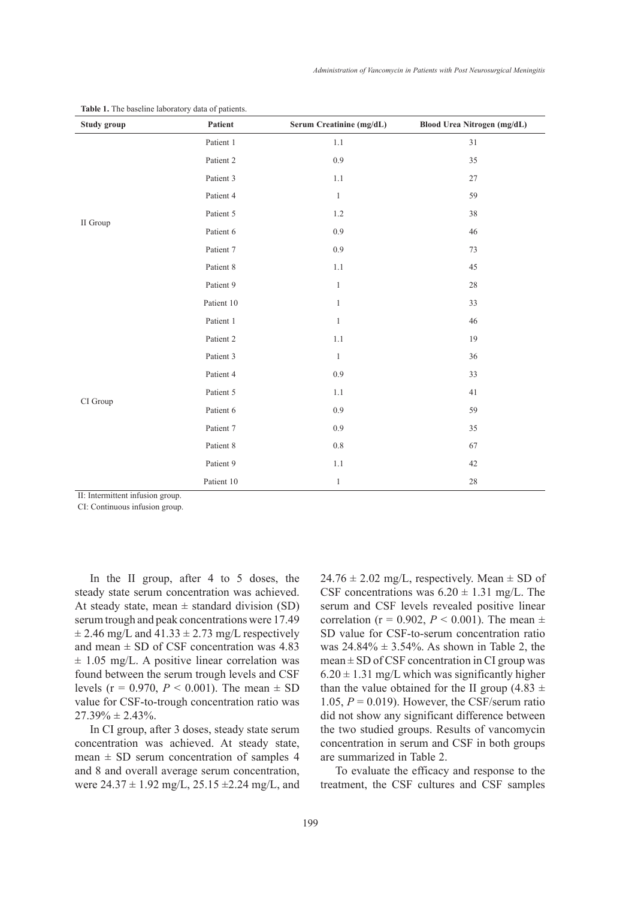**Table 1.** The baseline laboratory data of patients.

| Study group | Patient | Serum Creatinine (mg/dL) | Blood Urea Nitrogen (mg/dL) |
|---|---|---|---|
| II Group | Patient 1 | 1.1 | 31 |
| | Patient 2 | 0.9 | 35 |
| | Patient 3 | 1.1 | 27 |
| | Patient 4 | 1 | 59 |
| | Patient 5 | 1.2 | 38 |
| | Patient 6 | 0.9 | 46 |
| | Patient 7 | 0.9 | 73 |
| | Patient 8 | 1.1 | 45 |
| | Patient 9 | 1 | 28 |
| | Patient 10 | 1 | 33 |
| CI Group | Patient 1 | 1 | 46 |
| | Patient 2 | 1.1 | 19 |
| | Patient 3 | 1 | 36 |
| | Patient 4 | 0.9 | 33 |
| | Patient 5 | 1.1 | 41 |
| | Patient 6 | 0.9 | 59 |
| | Patient 7 | 0.9 | 35 |
| | Patient 8 | 0.8 | 67 |
| | Patient 9 | 1.1 | 42 |
| | Patient 10 | 1 | 28 |

II: Intermittent infusion group.
CI: Continuous infusion group.

In the II group, after 4 to 5 doses, the steady state serum concentration was achieved. At steady state, mean ± standard division (SD) serum trough and peak concentrations were 17.49 ± 2.46 mg/L and 41.33 ± 2.73 mg/L respectively and mean ± SD of CSF concentration was 4.83 ± 1.05 mg/L. A positive linear correlation was found between the serum trough levels and CSF levels ($r = 0.970$, $P < 0.001$). The mean ± SD value for CSF-to-trough concentration ratio was 27.39% ± 2.43%.

In CI group, after 3 doses, steady state serum concentration was achieved. At steady state, mean ± SD serum concentration of samples 4 and 8 and overall average serum concentration, were 24.37 ± 1.92 mg/L, 25.15 ±2.24 mg/L, and 24.76 ± 2.02 mg/L, respectively. Mean ± SD of CSF concentrations was 6.20 ± 1.31 mg/L. The serum and CSF levels revealed positive linear correlation ($r = 0.902$, $P < 0.001$). The mean ± SD value for CSF-to-serum concentration ratio was 24.84% ± 3.54%. As shown in Table 2, the mean ± SD of CSF concentration in CI group was 6.20 ± 1.31 mg/L which was significantly higher than the value obtained for the II group (4.83 ± 1.05, $P = 0.019$). However, the CSF/serum ratio did not show any significant difference between the two studied groups. Results of vancomycin concentration in serum and CSF in both groups are summarized in Table 2.

To evaluate the efficacy and response to the treatment, the CSF cultures and CSF samples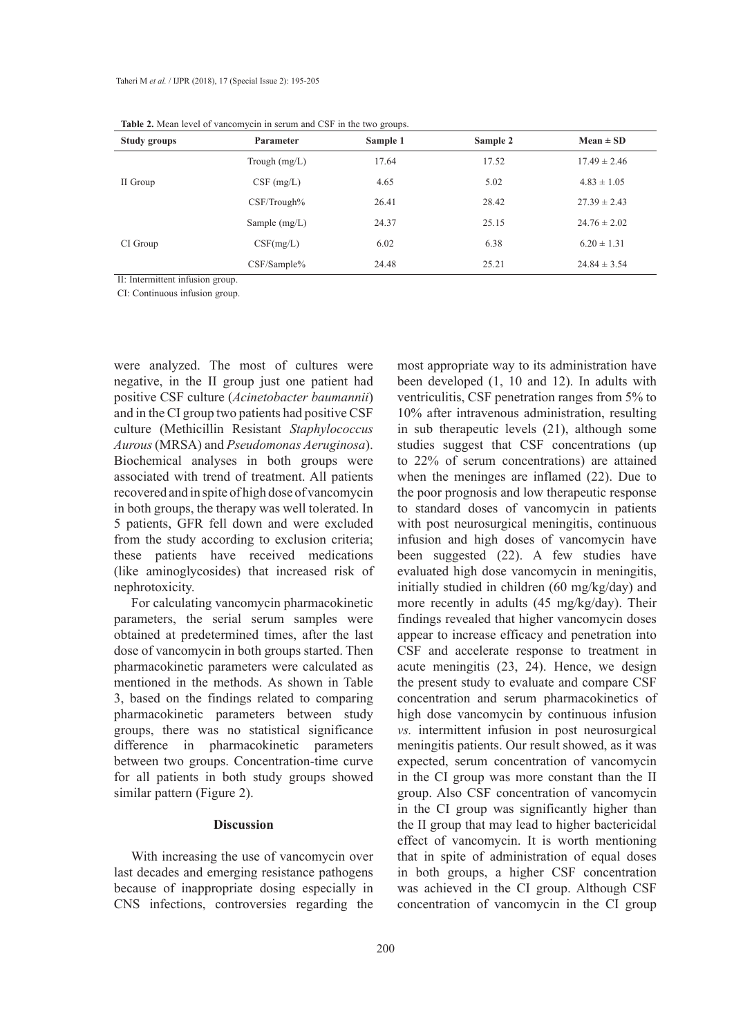**Table 2.** Mean level of vancomycin in serum and CSF in the two groups.

| Study groups | Parameter | Sample 1 | Sample 2 | Mean ± SD |
|---|---|---|---|---|
| II Group | Trough (mg/L) | 17.64 | 17.52 | 17.49 ± 2.46 |
| | CSF (mg/L) | 4.65 | 5.02 | 4.83 ± 1.05 |
| | CSF/Trough% | 26.41 | 28.42 | 27.39 ± 2.43 |
| CI Group | Sample (mg/L) | 24.37 | 25.15 | 24.76 ± 2.02 |
| | CSF(mg/L) | 6.02 | 6.38 | 6.20 ± 1.31 |
| | CSF/Sample% | 24.48 | 25.21 | 24.84 ± 3.54 |

II: Intermittent infusion group.

CI: Continuous infusion group.

were analyzed. The most of cultures were negative, in the II group just one patient had positive CSF culture (*Acinetobacter baumannii*) and in the CI group two patients had positive CSF culture (Methicillin Resistant *Staphylococcus Aurous* (MRSA) and *Pseudomonas Aeruginosa*). Biochemical analyses in both groups were associated with trend of treatment. All patients recovered and in spite of high dose of vancomycin in both groups, the therapy was well tolerated. In 5 patients, GFR fell down and were excluded from the study according to exclusion criteria; these patients have received medications (like aminoglycosides) that increased risk of nephrotoxicity.

For calculating vancomycin pharmacokinetic parameters, the serial serum samples were obtained at predetermined times, after the last dose of vancomycin in both groups started. Then pharmacokinetic parameters were calculated as mentioned in the methods. As shown in Table 3, based on the findings related to comparing pharmacokinetic parameters between study groups, there was no statistical significance difference in pharmacokinetic parameters between two groups. Concentration-time curve for all patients in both study groups showed similar pattern (Figure 2).

## Discussion

With increasing the use of vancomycin over last decades and emerging resistance pathogens because of inappropriate dosing especially in CNS infections, controversies regarding the most appropriate way to its administration have been developed (1, 10 and 12). In adults with ventriculitis, CSF penetration ranges from 5% to 10% after intravenous administration, resulting in sub therapeutic levels (21), although some studies suggest that CSF concentrations (up to 22% of serum concentrations) are attained when the meninges are inflamed (22). Due to the poor prognosis and low therapeutic response to standard doses of vancomycin in patients with post neurosurgical meningitis, continuous infusion and high doses of vancomycin have been suggested (22). A few studies have evaluated high dose vancomycin in meningitis, initially studied in children (60 mg/kg/day) and more recently in adults (45 mg/kg/day). Their findings revealed that higher vancomycin doses appear to increase efficacy and penetration into CSF and accelerate response to treatment in acute meningitis (23, 24). Hence, we design the present study to evaluate and compare CSF concentration and serum pharmacokinetics of high dose vancomycin by continuous infusion *vs.* intermittent infusion in post neurosurgical meningitis patients. Our result showed, as it was expected, serum concentration of vancomycin in the CI group was more constant than the II group. Also CSF concentration of vancomycin in the CI group was significantly higher than the II group that may lead to higher bactericidal effect of vancomycin. It is worth mentioning that in spite of administration of equal doses in both groups, a higher CSF concentration was achieved in the CI group. Although CSF concentration of vancomycin in the CI group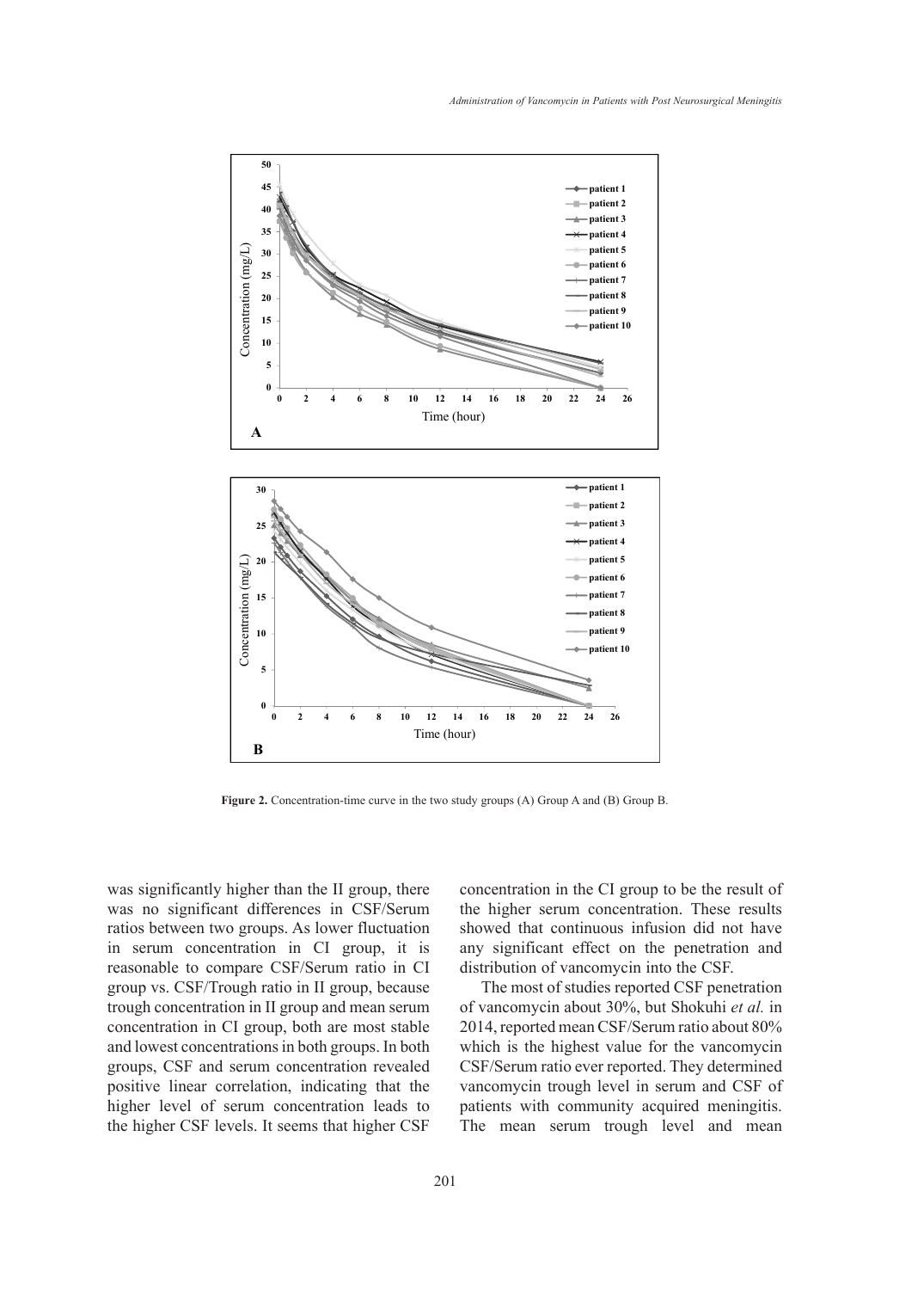**Figure 2.** Concentration-time curve in the two study groups (A) Group A and (B) Group B.

was significantly higher than the II group, there was no significant differences in CSF/Serum ratios between two groups. As lower fluctuation in serum concentration in CI group, it is reasonable to compare CSF/Serum ratio in CI group vs. CSF/Trough ratio in II group, because trough concentration in II group and mean serum concentration in CI group, both are most stable and lowest concentrations in both groups. In both groups, CSF and serum concentration revealed positive linear correlation, indicating that the higher level of serum concentration leads to the higher CSF levels. It seems that higher CSF concentration in the CI group to be the result of the higher serum concentration. These results showed that continuous infusion did not have any significant effect on the penetration and distribution of vancomycin into the CSF.

The most of studies reported CSF penetration of vancomycin about 30%, but Shokuhi *et al.* in 2014, reported mean CSF/Serum ratio about 80% which is the highest value for the vancomycin CSF/Serum ratio ever reported. They determined vancomycin trough level in serum and CSF of patients with community acquired meningitis. The mean serum trough level and mean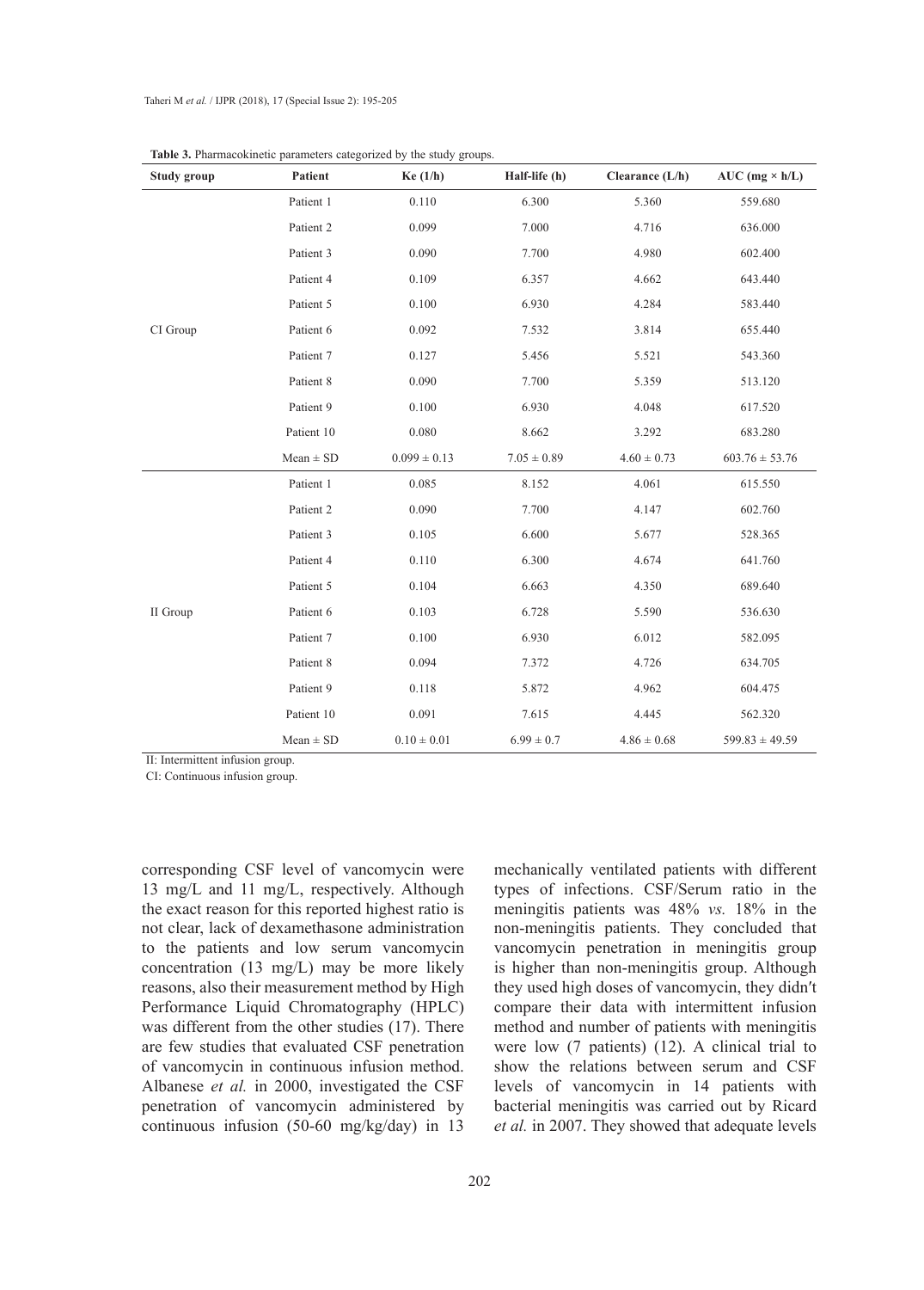**Table 3.** Pharmacokinetic parameters categorized by the study groups.

| Study group | Patient | Ke (1/h) | Half-life (h) | Clearance (L/h) | AUC (mg × h/L) |
|---|---|---|---|---|---|
| CI Group | Patient 1 | 0.110 | 6.300 | 5.360 | 559.680 |
| | Patient 2 | 0.099 | 7.000 | 4.716 | 636.000 |
| | Patient 3 | 0.090 | 7.700 | 4.980 | 602.400 |
| | Patient 4 | 0.109 | 6.357 | 4.662 | 643.440 |
| | Patient 5 | 0.100 | 6.930 | 4.284 | 583.440 |
| | Patient 6 | 0.092 | 7.532 | 3.814 | 655.440 |
| | Patient 7 | 0.127 | 5.456 | 5.521 | 543.360 |
| | Patient 8 | 0.090 | 7.700 | 5.359 | 513.120 |
| | Patient 9 | 0.100 | 6.930 | 4.048 | 617.520 |
| | Patient 10 | 0.080 | 8.662 | 3.292 | 683.280 |
| | Mean ± SD | 0.099 ± 0.13 | 7.05 ± 0.89 | 4.60 ± 0.73 | 603.76 ± 53.76 |
| II Group | Patient 1 | 0.085 | 8.152 | 4.061 | 615.550 |
| | Patient 2 | 0.090 | 7.700 | 4.147 | 602.760 |
| | Patient 3 | 0.105 | 6.600 | 5.677 | 528.365 |
| | Patient 4 | 0.110 | 6.300 | 4.674 | 641.760 |
| | Patient 5 | 0.104 | 6.663 | 4.350 | 689.640 |
| | Patient 6 | 0.103 | 6.728 | 5.590 | 536.630 |
| | Patient 7 | 0.100 | 6.930 | 6.012 | 582.095 |
| | Patient 8 | 0.094 | 7.372 | 4.726 | 634.705 |
| | Patient 9 | 0.118 | 5.872 | 4.962 | 604.475 |
| | Patient 10 | 0.091 | 7.615 | 4.445 | 562.320 |
| | Mean ± SD | 0.10 ± 0.01 | 6.99 ± 0.7 | 4.86 ± 0.68 | 599.83 ± 49.59 |

II: Intermittent infusion group.
CI: Continuous infusion group.

corresponding CSF level of vancomycin were 13 mg/L and 11 mg/L, respectively. Although the exact reason for this reported highest ratio is not clear, lack of dexamethasone administration to the patients and low serum vancomycin concentration (13 mg/L) may be more likely reasons, also their measurement method by High Performance Liquid Chromatography (HPLC) was different from the other studies (17). There are few studies that evaluated CSF penetration of vancomycin in continuous infusion method. Albanese *et al.* in 2000, investigated the CSF penetration of vancomycin administered by continuous infusion (50-60 mg/kg/day) in 13 mechanically ventilated patients with different types of infections. CSF/Serum ratio in the meningitis patients was 48% *vs.* 18% in the non-meningitis patients. They concluded that vancomycin penetration in meningitis group is higher than non-meningitis group. Although they used high doses of vancomycin, they didn′t compare their data with intermittent infusion method and number of patients with meningitis were low (7 patients) (12). A clinical trial to show the relations between serum and CSF levels of vancomycin in 14 patients with bacterial meningitis was carried out by Ricard *et al.* in 2007. They showed that adequate levels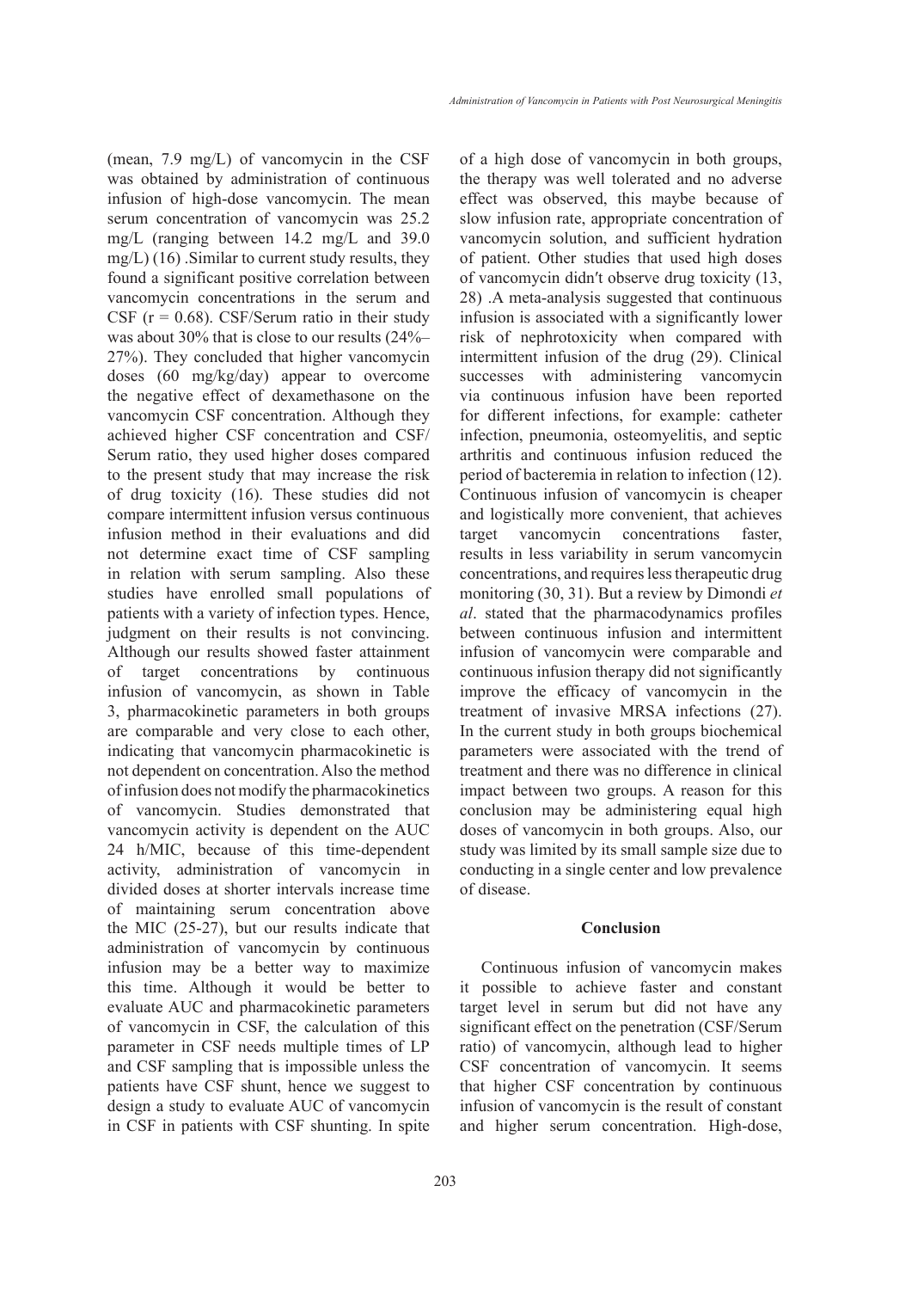(mean, 7.9 mg/L) of vancomycin in the CSF was obtained by administration of continuous infusion of high-dose vancomycin. The mean serum concentration of vancomycin was 25.2 mg/L (ranging between 14.2 mg/L and 39.0 mg/L) (16) .Similar to current study results, they found a significant positive correlation between vancomycin concentrations in the serum and CSF (r = 0.68). CSF/Serum ratio in their study was about 30% that is close to our results (24%–27%). They concluded that higher vancomycin doses (60 mg/kg/day) appear to overcome the negative effect of dexamethasone on the vancomycin CSF concentration. Although they achieved higher CSF concentration and CSF/Serum ratio, they used higher doses compared to the present study that may increase the risk of drug toxicity (16). These studies did not compare intermittent infusion versus continuous infusion method in their evaluations and did not determine exact time of CSF sampling in relation with serum sampling. Also these studies have enrolled small populations of patients with a variety of infection types. Hence, judgment on their results is not convincing. Although our results showed faster attainment of target concentrations by continuous infusion of vancomycin, as shown in Table 3, pharmacokinetic parameters in both groups are comparable and very close to each other, indicating that vancomycin pharmacokinetic is not dependent on concentration. Also the method of infusion does not modify the pharmacokinetics of vancomycin. Studies demonstrated that vancomycin activity is dependent on the AUC 24 h/MIC, because of this time-dependent activity, administration of vancomycin in divided doses at shorter intervals increase time of maintaining serum concentration above the MIC (25-27), but our results indicate that administration of vancomycin by continuous infusion may be a better way to maximize this time. Although it would be better to evaluate AUC and pharmacokinetic parameters of vancomycin in CSF, the calculation of this parameter in CSF needs multiple times of LP and CSF sampling that is impossible unless the patients have CSF shunt, hence we suggest to design a study to evaluate AUC of vancomycin in CSF in patients with CSF shunting. In spite of a high dose of vancomycin in both groups, the therapy was well tolerated and no adverse effect was observed, this maybe because of slow infusion rate, appropriate concentration of vancomycin solution, and sufficient hydration of patient. Other studies that used high doses of vancomycin didn′t observe drug toxicity (13, 28) .A meta-analysis suggested that continuous infusion is associated with a significantly lower risk of nephrotoxicity when compared with intermittent infusion of the drug (29). Clinical successes with administering vancomycin via continuous infusion have been reported for different infections, for example: catheter infection, pneumonia, osteomyelitis, and septic arthritis and continuous infusion reduced the period of bacteremia in relation to infection (12). Continuous infusion of vancomycin is cheaper and logistically more convenient, that achieves target vancomycin concentrations faster, results in less variability in serum vancomycin concentrations, and requires less therapeutic drug monitoring (30, 31). But a review by Dimondi *et al*. stated that the pharmacodynamics profiles between continuous infusion and intermittent infusion of vancomycin were comparable and continuous infusion therapy did not significantly improve the efficacy of vancomycin in the treatment of invasive MRSA infections (27). In the current study in both groups biochemical parameters were associated with the trend of treatment and there was no difference in clinical impact between two groups. A reason for this conclusion may be administering equal high doses of vancomycin in both groups. Also, our study was limited by its small sample size due to conducting in a single center and low prevalence of disease.

## Conclusion

Continuous infusion of vancomycin makes it possible to achieve faster and constant target level in serum but did not have any significant effect on the penetration (CSF/Serum ratio) of vancomycin, although lead to higher CSF concentration of vancomycin. It seems that higher CSF concentration by continuous infusion of vancomycin is the result of constant and higher serum concentration. High-dose,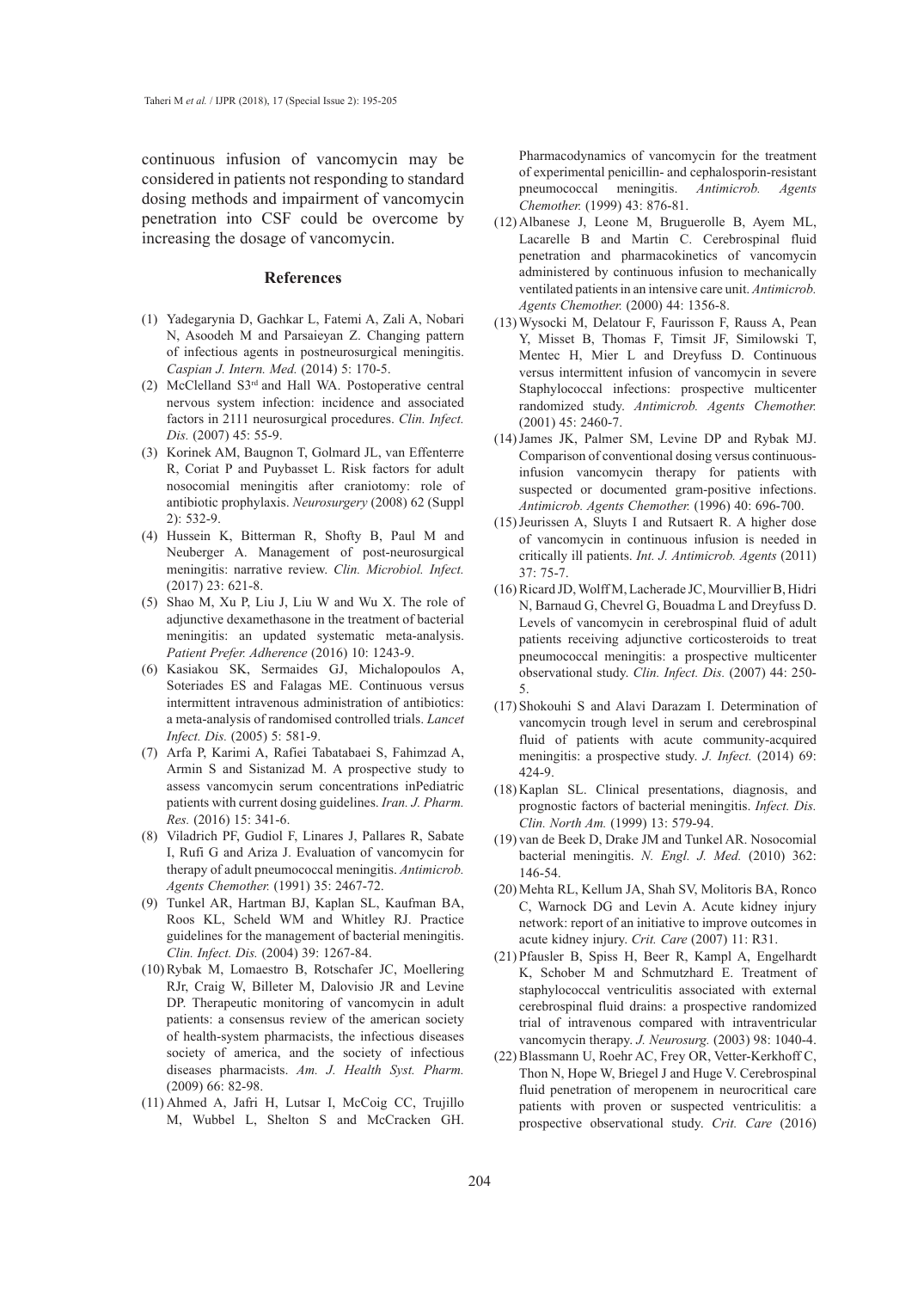continuous infusion of vancomycin may be considered in patients not responding to standard dosing methods and impairment of vancomycin penetration into CSF could be overcome by increasing the dosage of vancomycin.

## References

(1) Yadegarynia D, Gachkar L, Fatemi A, Zali A, Nobari N, Asoodeh M and Parsaieyan Z. Changing pattern of infectious agents in postneurosurgical meningitis. *Caspian J. Intern. Med.* (2014) 5: 170-5.

(2) McClelland S3rd and Hall WA. Postoperative central nervous system infection: incidence and associated factors in 2111 neurosurgical procedures. *Clin. Infect. Dis.* (2007) 45: 55-9.

(3) Korinek AM, Baugnon T, Golmard JL, van Effenterre R, Coriat P and Puybasset L. Risk factors for adult nosocomial meningitis after craniotomy: role of antibiotic prophylaxis. *Neurosurgery* (2008) 62 (Suppl 2): 532-9.

(4) Hussein K, Bitterman R, Shofty B, Paul M and Neuberger A. Management of post-neurosurgical meningitis: narrative review. *Clin. Microbiol. Infect.* (2017) 23: 621-8.

(5) Shao M, Xu P, Liu J, Liu W and Wu X. The role of adjunctive dexamethasone in the treatment of bacterial meningitis: an updated systematic meta-analysis. *Patient Prefer. Adherence* (2016) 10: 1243-9.

(6) Kasiakou SK, Sermaides GJ, Michalopoulos A, Soteriades ES and Falagas ME. Continuous versus intermittent intravenous administration of antibiotics: a meta-analysis of randomised controlled trials. *Lancet Infect. Dis.* (2005) 5: 581-9.

(7) Arfa P, Karimi A, Rafiei Tabatabaei S, Fahimzad A, Armin S and Sistanizad M. A prospective study to assess vancomycin serum concentrations inPediatric patients with current dosing guidelines. *Iran. J. Pharm. Res.* (2016) 15: 341-6.

(8) Viladrich PF, Gudiol F, Linares J, Pallares R, Sabate I, Rufi G and Ariza J. Evaluation of vancomycin for therapy of adult pneumococcal meningitis. *Antimicrob. Agents Chemother.* (1991) 35: 2467-72.

(9) Tunkel AR, Hartman BJ, Kaplan SL, Kaufman BA, Roos KL, Scheld WM and Whitley RJ. Practice guidelines for the management of bacterial meningitis. *Clin. Infect. Dis.* (2004) 39: 1267-84.

(10) Rybak M, Lomaestro B, Rotschafer JC, Moellering RJr, Craig W, Billeter M, Dalovisio JR and Levine DP. Therapeutic monitoring of vancomycin in adult patients: a consensus review of the american society of health-system pharmacists, the infectious diseases society of america, and the society of infectious diseases pharmacists. *Am. J. Health Syst. Pharm.* (2009) 66: 82-98.

(11) Ahmed A, Jafri H, Lutsar I, McCoig CC, Trujillo M, Wubbel L, Shelton S and McCracken GH. Pharmacodynamics of vancomycin for the treatment of experimental penicillin- and cephalosporin-resistant pneumococcal meningitis. *Antimicrob. Agents Chemother.* (1999) 43: 876-81.

(12) Albanese J, Leone M, Bruguerolle B, Ayem ML, Lacarelle B and Martin C. Cerebrospinal fluid penetration and pharmacokinetics of vancomycin administered by continuous infusion to mechanically ventilated patients in an intensive care unit. *Antimicrob. Agents Chemother.* (2000) 44: 1356-8.

(13) Wysocki M, Delatour F, Faurisson F, Rauss A, Pean Y, Misset B, Thomas F, Timsit JF, Similowski T, Mentec H, Mier L and Dreyfuss D. Continuous versus intermittent infusion of vancomycin in severe Staphylococcal infections: prospective multicenter randomized study. *Antimicrob. Agents Chemother.* (2001) 45: 2460-7.

(14) James JK, Palmer SM, Levine DP and Rybak MJ. Comparison of conventional dosing versus continuous-infusion vancomycin therapy for patients with suspected or documented gram-positive infections. *Antimicrob. Agents Chemother.* (1996) 40: 696-700.

(15) Jeurissen A, Sluyts I and Rutsaert R. A higher dose of vancomycin in continuous infusion is needed in critically ill patients. *Int. J. Antimicrob. Agents* (2011) 37: 75-7.

(16) Ricard JD, Wolff M, Lacherade JC, Mourvillier B, Hidri N, Barnaud G, Chevrel G, Bouadma L and Dreyfuss D. Levels of vancomycin in cerebrospinal fluid of adult patients receiving adjunctive corticosteroids to treat pneumococcal meningitis: a prospective multicenter observational study. *Clin. Infect. Dis.* (2007) 44: 250-5.

(17) Shokouhi S and Alavi Darazam I. Determination of vancomycin trough level in serum and cerebrospinal fluid of patients with acute community-acquired meningitis: a prospective study. *J. Infect.* (2014) 69: 424-9.

(18) Kaplan SL. Clinical presentations, diagnosis, and prognostic factors of bacterial meningitis. *Infect. Dis. Clin. North Am.* (1999) 13: 579-94.

(19) van de Beek D, Drake JM and Tunkel AR. Nosocomial bacterial meningitis. *N. Engl. J. Med.* (2010) 362: 146-54.

(20) Mehta RL, Kellum JA, Shah SV, Molitoris BA, Ronco C, Warnock DG and Levin A. Acute kidney injury network: report of an initiative to improve outcomes in acute kidney injury. *Crit. Care* (2007) 11: R31.

(21) Pfausler B, Spiss H, Beer R, Kampl A, Engelhardt K, Schober M and Schmutzhard E. Treatment of staphylococcal ventriculitis associated with external cerebrospinal fluid drains: a prospective randomized trial of intravenous compared with intraventricular vancomycin therapy. *J. Neurosurg.* (2003) 98: 1040-4.

(22) Blassmann U, Roehr AC, Frey OR, Vetter-Kerkhoff C, Thon N, Hope W, Briegel J and Huge V. Cerebrospinal fluid penetration of meropenem in neurocritical care patients with proven or suspected ventriculitis: a prospective observational study. *Crit. Care* (2016)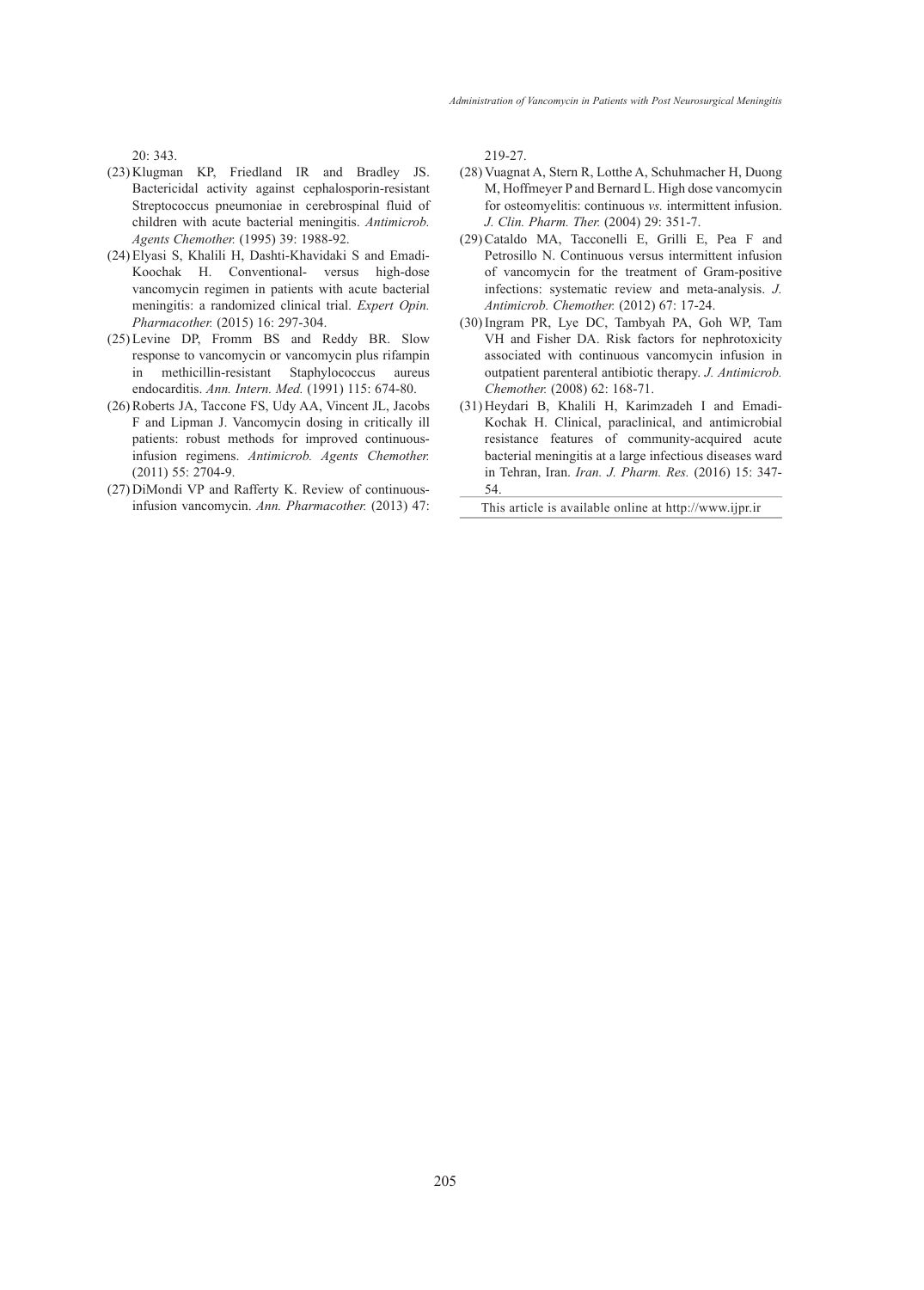20: 343.

(23) Klugman KP, Friedland IR and Bradley JS. Bactericidal activity against cephalosporin-resistant Streptococcus pneumoniae in cerebrospinal fluid of children with acute bacterial meningitis. *Antimicrob. Agents Chemother.* (1995) 39: 1988-92.

(24) Elyasi S, Khalili H, Dashti-Khavidaki S and Emadi-Koochak H. Conventional- versus high-dose vancomycin regimen in patients with acute bacterial meningitis: a randomized clinical trial. *Expert Opin. Pharmacother.* (2015) 16: 297-304.

(25) Levine DP, Fromm BS and Reddy BR. Slow response to vancomycin or vancomycin plus rifampin in methicillin-resistant Staphylococcus aureus endocarditis. *Ann. Intern. Med.* (1991) 115: 674-80.

(26) Roberts JA, Taccone FS, Udy AA, Vincent JL, Jacobs F and Lipman J. Vancomycin dosing in critically ill patients: robust methods for improved continuous-infusion regimens. *Antimicrob. Agents Chemother.* (2011) 55: 2704-9.

(27) DiMondi VP and Rafferty K. Review of continuous-infusion vancomycin. *Ann. Pharmacother.* (2013) 47: 219-27.

(28) Vuagnat A, Stern R, Lotthe A, Schuhmacher H, Duong M, Hoffmeyer P and Bernard L. High dose vancomycin for osteomyelitis: continuous *vs.* intermittent infusion. *J. Clin. Pharm. Ther.* (2004) 29: 351-7.

(29) Cataldo MA, Tacconelli E, Grilli E, Pea F and Petrosillo N. Continuous versus intermittent infusion of vancomycin for the treatment of Gram-positive infections: systematic review and meta-analysis. *J. Antimicrob. Chemother.* (2012) 67: 17-24.

(30) Ingram PR, Lye DC, Tambyah PA, Goh WP, Tam VH and Fisher DA. Risk factors for nephrotoxicity associated with continuous vancomycin infusion in outpatient parenteral antibiotic therapy. *J. Antimicrob. Chemother.* (2008) 62: 168-71.

(31) Heydari B, Khalili H, Karimzadeh I and Emadi-Kochak H. Clinical, paraclinical, and antimicrobial resistance features of community-acquired acute bacterial meningitis at a large infectious diseases ward in Tehran, Iran. *Iran. J. Pharm. Res.* (2016) 15: 347-54.

This article is available online at http://www.ijpr.ir